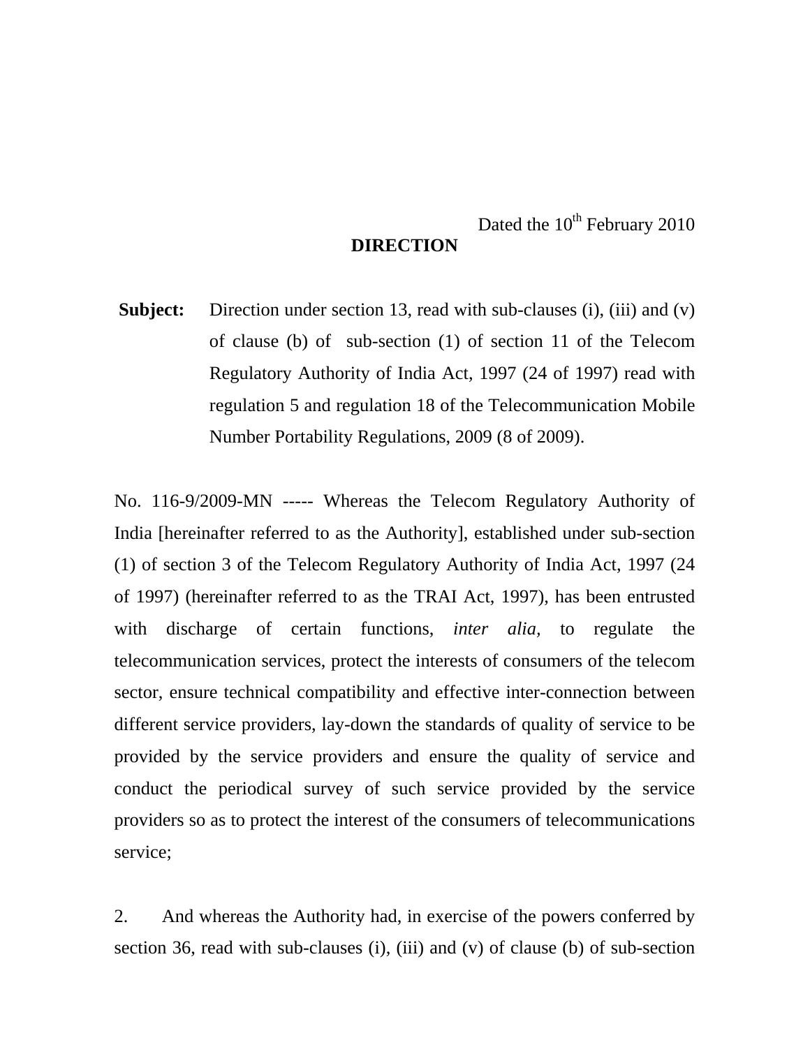Dated the 10th February 2010

**DIRECTION**

**Subject:** Direction under section 13, read with sub-clauses (i), (iii) and (v) of clause (b) of sub-section (1) of section 11 of the Telecom Regulatory Authority of India Act, 1997 (24 of 1997) read with regulation 5 and regulation 18 of the Telecommunication Mobile Number Portability Regulations, 2009 (8 of 2009).

No. 116-9/2009-MN ----- Whereas the Telecom Regulatory Authority of India [hereinafter referred to as the Authority], established under sub-section (1) of section 3 of the Telecom Regulatory Authority of India Act, 1997 (24 of 1997) (hereinafter referred to as the TRAI Act, 1997), has been entrusted with discharge of certain functions, *inter alia*, to regulate the telecommunication services, protect the interests of consumers of the telecom sector, ensure technical compatibility and effective inter-connection between different service providers, lay-down the standards of quality of service to be provided by the service providers and ensure the quality of service and conduct the periodical survey of such service provided by the service providers so as to protect the interest of the consumers of telecommunications service;

2. And whereas the Authority had, in exercise of the powers conferred by section 36, read with sub-clauses (i), (iii) and (v) of clause (b) of sub-section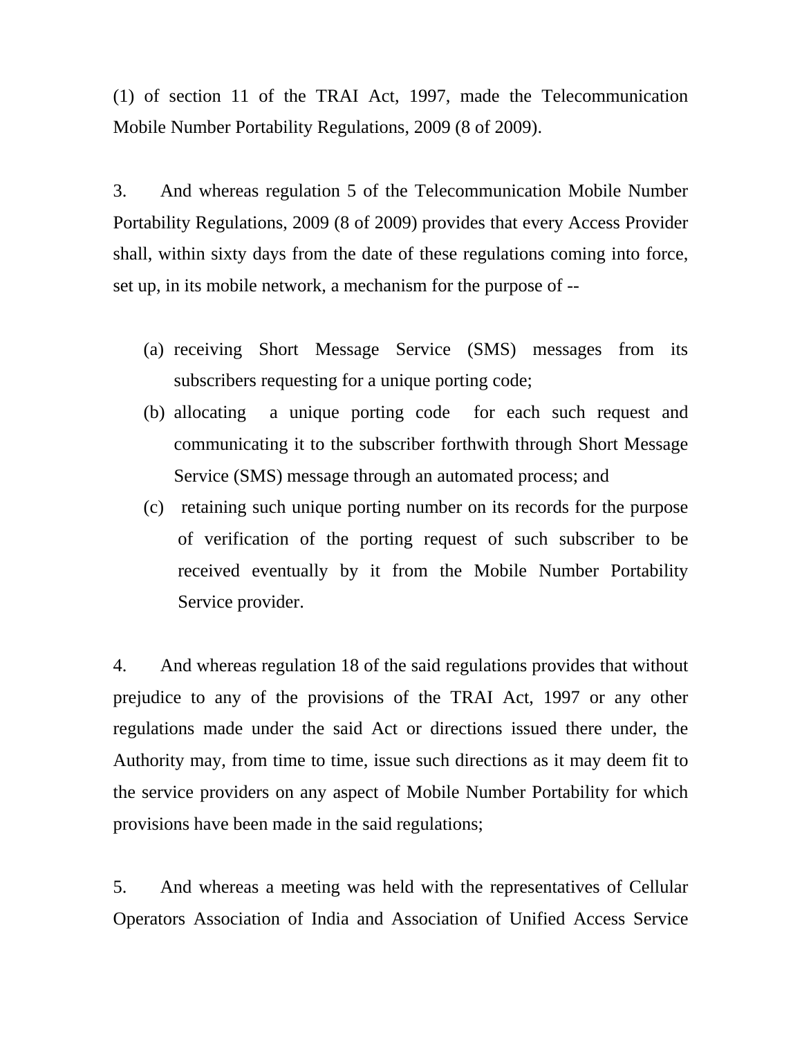(1) of section 11 of the TRAI Act, 1997, made the Telecommunication Mobile Number Portability Regulations, 2009 (8 of 2009).

3. And whereas regulation 5 of the Telecommunication Mobile Number Portability Regulations, 2009 (8 of 2009) provides that every Access Provider shall, within sixty days from the date of these regulations coming into force, set up, in its mobile network, a mechanism for the purpose of --

(a) receiving Short Message Service (SMS) messages from its subscribers requesting for a unique porting code;

(b) allocating a unique porting code for each such request and communicating it to the subscriber forthwith through Short Message Service (SMS) message through an automated process; and

(c) retaining such unique porting number on its records for the purpose of verification of the porting request of such subscriber to be received eventually by it from the Mobile Number Portability Service provider.

4. And whereas regulation 18 of the said regulations provides that without prejudice to any of the provisions of the TRAI Act, 1997 or any other regulations made under the said Act or directions issued there under, the Authority may, from time to time, issue such directions as it may deem fit to the service providers on any aspect of Mobile Number Portability for which provisions have been made in the said regulations;

5. And whereas a meeting was held with the representatives of Cellular Operators Association of India and Association of Unified Access Service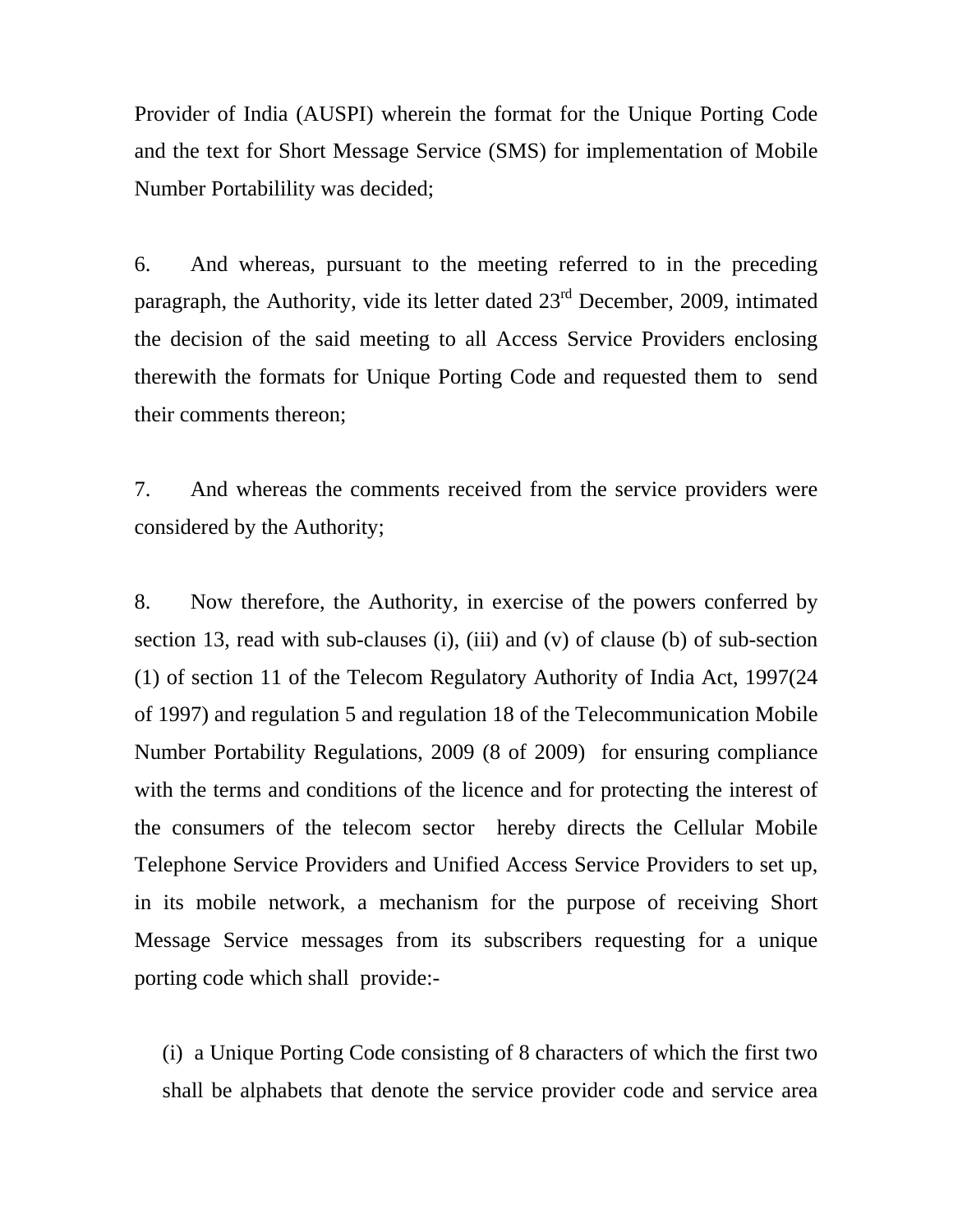Provider of India (AUSPI) wherein the format for the Unique Porting Code and the text for Short Message Service (SMS) for implementation of Mobile Number Portabilility was decided;

6. And whereas, pursuant to the meeting referred to in the preceding paragraph, the Authority, vide its letter dated 23rd December, 2009, intimated the decision of the said meeting to all Access Service Providers enclosing therewith the formats for Unique Porting Code and requested them to send their comments thereon;

7. And whereas the comments received from the service providers were considered by the Authority;

8. Now therefore, the Authority, in exercise of the powers conferred by section 13, read with sub-clauses (i), (iii) and (v) of clause (b) of sub-section (1) of section 11 of the Telecom Regulatory Authority of India Act, 1997(24 of 1997) and regulation 5 and regulation 18 of the Telecommunication Mobile Number Portability Regulations, 2009 (8 of 2009) for ensuring compliance with the terms and conditions of the licence and for protecting the interest of the consumers of the telecom sector hereby directs the Cellular Mobile Telephone Service Providers and Unified Access Service Providers to set up, in its mobile network, a mechanism for the purpose of receiving Short Message Service messages from its subscribers requesting for a unique porting code which shall provide:-

(i) a Unique Porting Code consisting of 8 characters of which the first two shall be alphabets that denote the service provider code and service area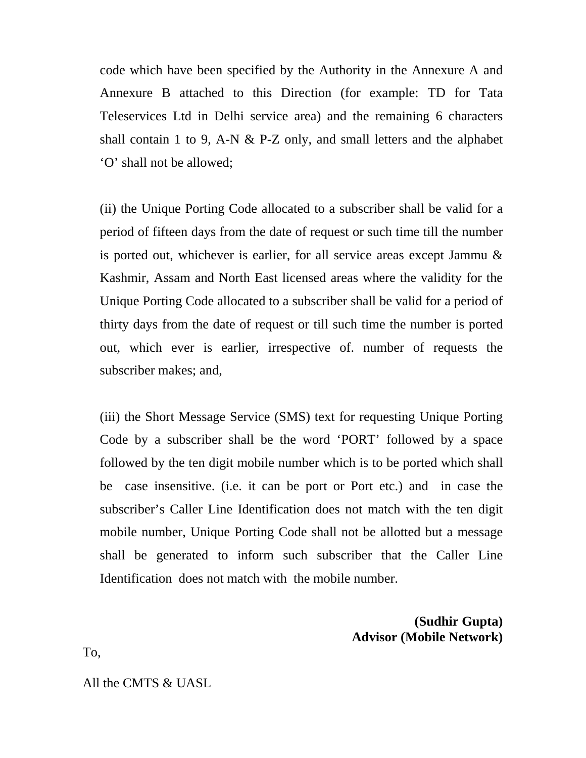code which have been specified by the Authority in the Annexure A and Annexure B attached to this Direction (for example: TD for Tata Teleservices Ltd in Delhi service area) and the remaining 6 characters shall contain 1 to 9, A-N & P-Z only, and small letters and the alphabet 'O' shall not be allowed;

(ii) the Unique Porting Code allocated to a subscriber shall be valid for a period of fifteen days from the date of request or such time till the number is ported out, whichever is earlier, for all service areas except Jammu & Kashmir, Assam and North East licensed areas where the validity for the Unique Porting Code allocated to a subscriber shall be valid for a period of thirty days from the date of request or till such time the number is ported out, which ever is earlier, irrespective of. number of requests the subscriber makes; and,

(iii) the Short Message Service (SMS) text for requesting Unique Porting Code by a subscriber shall be the word 'PORT' followed by a space followed by the ten digit mobile number which is to be ported which shall be case insensitive. (i.e. it can be port or Port etc.) and in case the subscriber's Caller Line Identification does not match with the ten digit mobile number, Unique Porting Code shall not be allotted but a message shall be generated to inform such subscriber that the Caller Line Identification does not match with the mobile number.

**(Sudhir Gupta)**
**Advisor (Mobile Network)**

To,

All the CMTS & UASL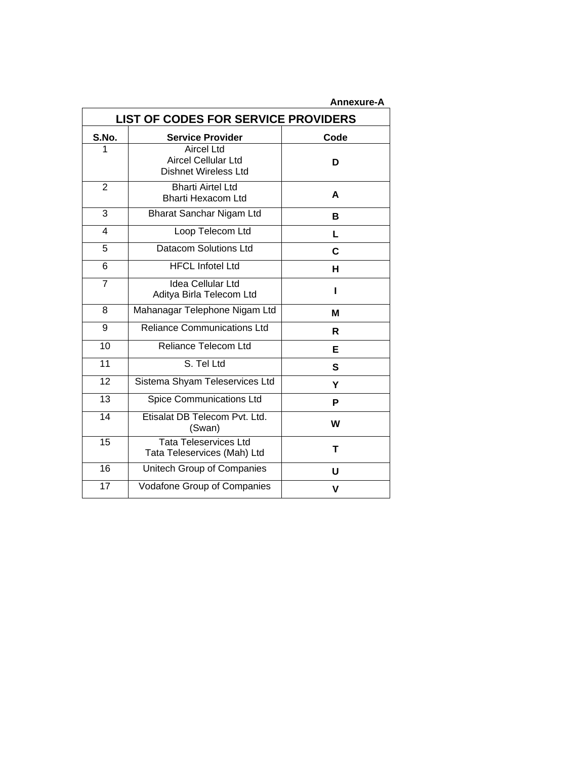**Annexure-A**

| LIST OF CODES FOR SERVICE PROVIDERS | | |
|---|---|---|
| **S.No.** | **Service Provider** | **Code** |
| 1 | Aircel Ltd<br>Aircel Cellular Ltd<br>Dishnet Wireless Ltd | **D** |
| 2 | Bharti Airtel Ltd<br>Bharti Hexacom Ltd | **A** |
| 3 | Bharat Sanchar Nigam Ltd | **B** |
| 4 | Loop Telecom Ltd | **L** |
| 5 | Datacom Solutions Ltd | **C** |
| 6 | HFCL Infotel Ltd | **H** |
| 7 | Idea Cellular Ltd<br>Aditya Birla Telecom Ltd | **I** |
| 8 | Mahanagar Telephone Nigam Ltd | **M** |
| 9 | Reliance Communications Ltd | **R** |
| 10 | Reliance Telecom Ltd | **E** |
| 11 | S. Tel Ltd | **S** |
| 12 | Sistema Shyam Teleservices Ltd | **Y** |
| 13 | Spice Communications Ltd | **P** |
| 14 | Etisalat DB Telecom Pvt. Ltd. (Swan) | **W** |
| 15 | Tata Teleservices Ltd<br>Tata Teleservices (Mah) Ltd | **T** |
| 16 | Unitech Group of Companies | **U** |
| 17 | Vodafone Group of Companies | **V** |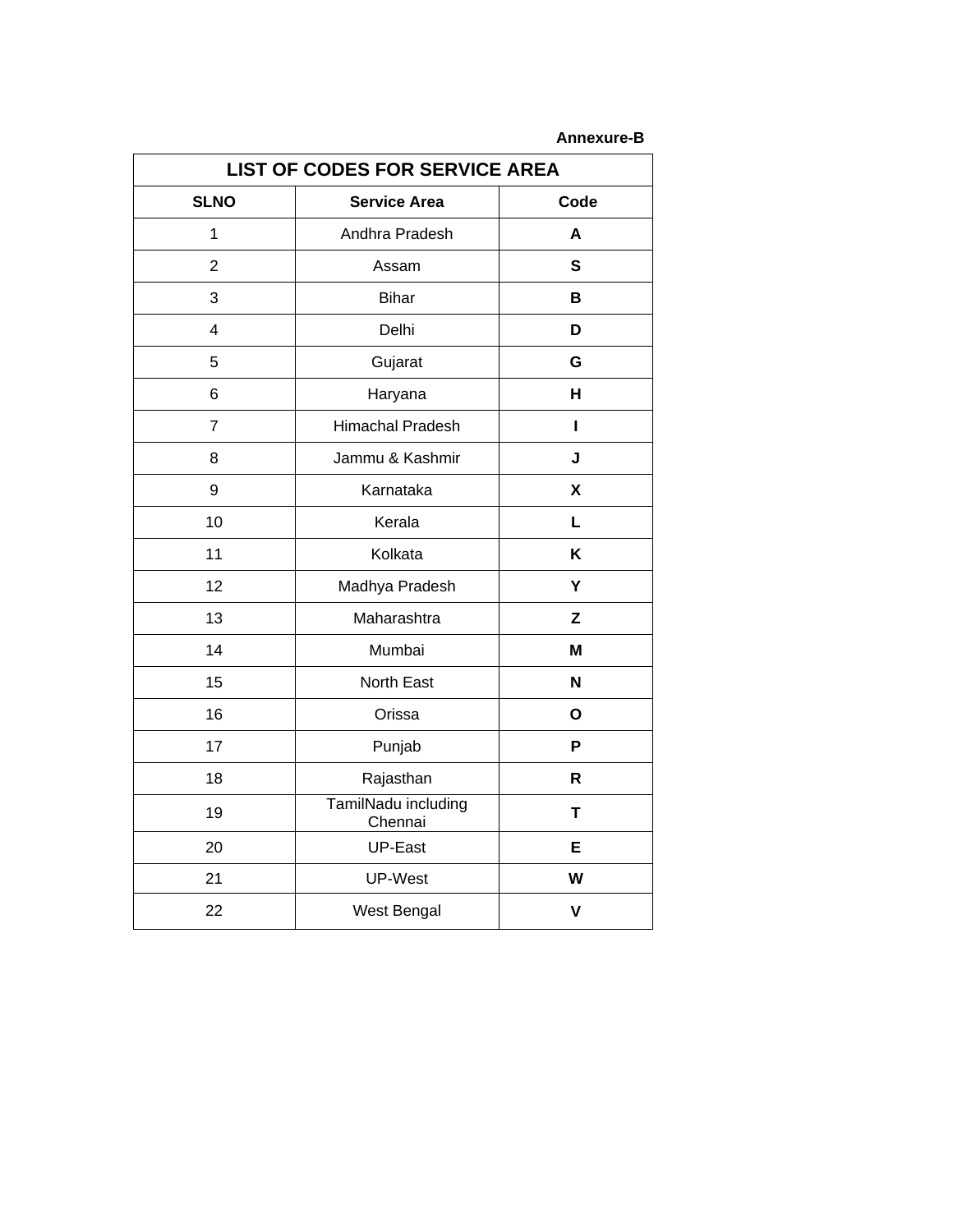**Annexure-B**

| LIST OF CODES FOR SERVICE AREA | | |
|---|---|---|
| **SLNO** | **Service Area** | **Code** |
| 1 | Andhra Pradesh | **A** |
| 2 | Assam | **S** |
| 3 | Bihar | **B** |
| 4 | Delhi | **D** |
| 5 | Gujarat | **G** |
| 6 | Haryana | **H** |
| 7 | Himachal Pradesh | **I** |
| 8 | Jammu & Kashmir | **J** |
| 9 | Karnataka | **X** |
| 10 | Kerala | **L** |
| 11 | Kolkata | **K** |
| 12 | Madhya Pradesh | **Y** |
| 13 | Maharashtra | **Z** |
| 14 | Mumbai | **M** |
| 15 | North East | **N** |
| 16 | Orissa | **O** |
| 17 | Punjab | **P** |
| 18 | Rajasthan | **R** |
| 19 | TamilNadu including Chennai | **T** |
| 20 | UP-East | **E** |
| 21 | UP-West | **W** |
| 22 | West Bengal | **V** |